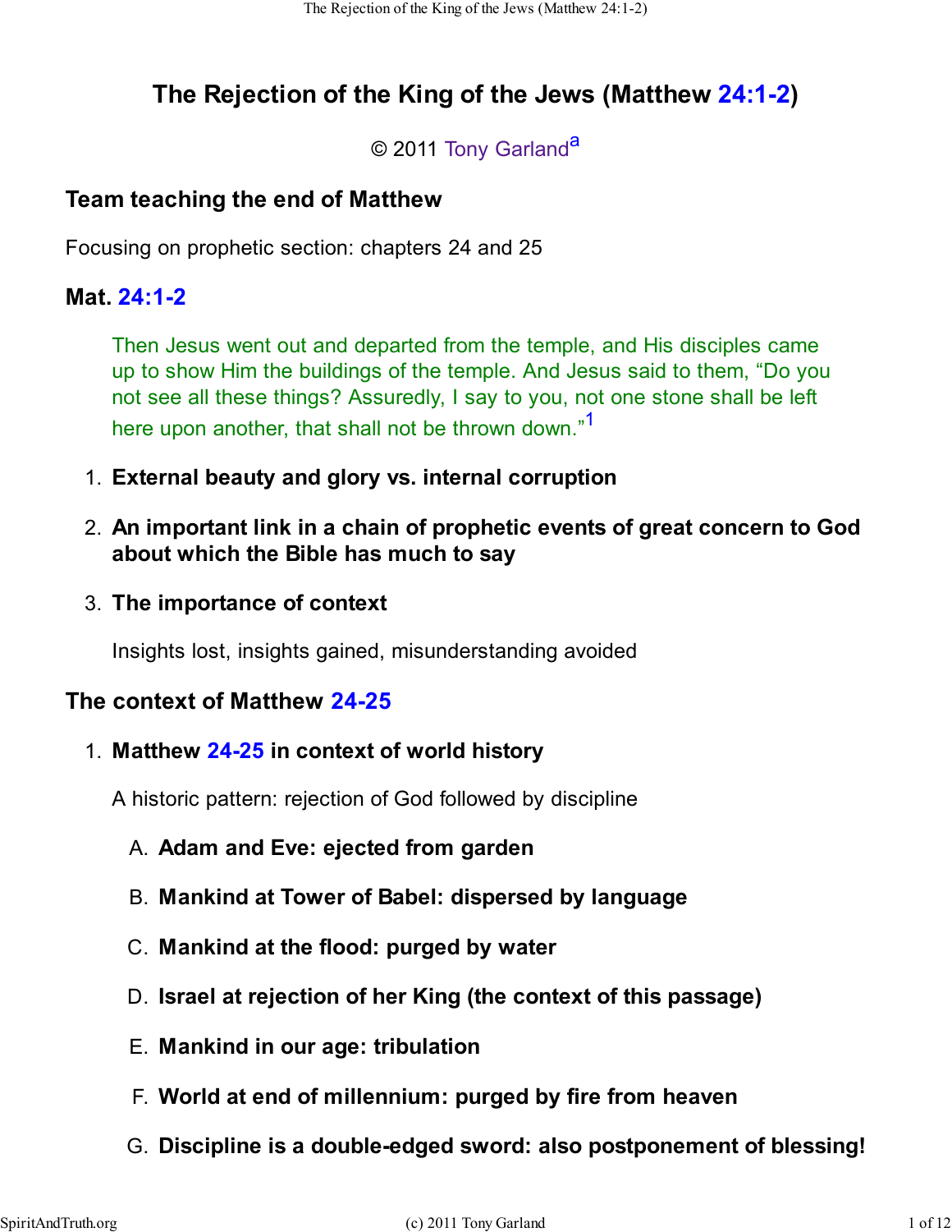# The Rejection of the King of the Jews (Matthew 24:1-2)

© 2011 Tony Garland[a]

## Team teaching the end of Matthew

Focusing on prophetic section: chapters 24 and 25

## Mat. 24:1-2

> Then Jesus went out and departed from the temple, and His disciples came up to show Him the buildings of the temple. And Jesus said to them, “Do you not see all these things? Assuredly, I say to you, not one stone shall be left here upon another, that shall not be thrown down.”[1]

1. **External beauty and glory vs. internal corruption**
2. **An important link in a chain of prophetic events of great concern to God about which the Bible has much to say**
3. **The importance of context**

   Insights lost, insights gained, misunderstanding avoided

## The context of Matthew 24-25

1. **Matthew 24-25 in context of world history**

   A historic pattern: rejection of God followed by discipline

   A. **Adam and Eve: ejected from garden**

   B. **Mankind at Tower of Babel: dispersed by language**

   C. **Mankind at the flood: purged by water**

   D. **Israel at rejection of her King (the context of this passage)**

   E. **Mankind in our age: tribulation**

   F. **World at end of millennium: purged by fire from heaven**

   G. **Discipline is a double-edged sword: also postponement of blessing!**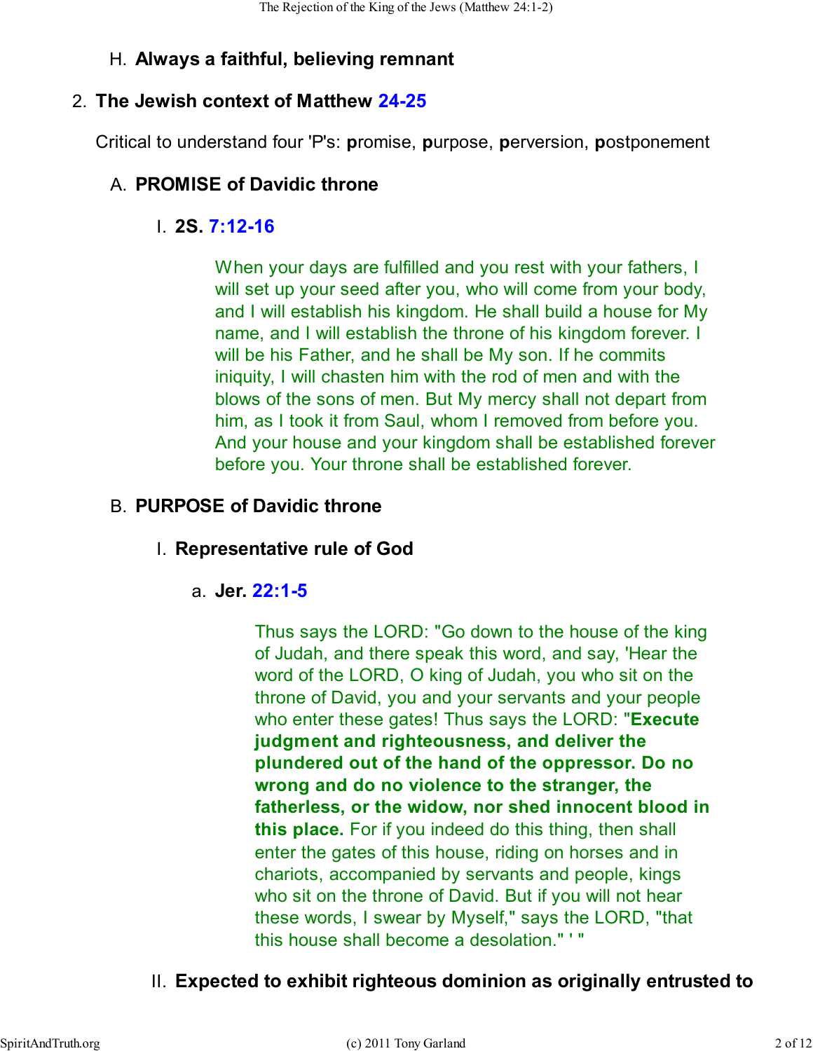H. **Always a faithful, believing remnant**

2. **The Jewish context of Matthew 24-25**

Critical to understand four 'P's: **p**romise, **p**urpose, **p**erversion, **p**ostponement

A. **PROMISE of Davidic throne**

I. **2S. 7:12-16**

> When your days are fulfilled and you rest with your fathers, I will set up your seed after you, who will come from your body, and I will establish his kingdom. He shall build a house for My name, and I will establish the throne of his kingdom forever. I will be his Father, and he shall be My son. If he commits iniquity, I will chasten him with the rod of men and with the blows of the sons of men. But My mercy shall not depart from him, as I took it from Saul, whom I removed from before you. And your house and your kingdom shall be established forever before you. Your throne shall be established forever.

B. **PURPOSE of Davidic throne**

I. **Representative rule of God**

a. **Jer. 22:1-5**

> Thus says the LORD: "Go down to the house of the king of Judah, and there speak this word, and say, 'Hear the word of the LORD, O king of Judah, you who sit on the throne of David, you and your servants and your people who enter these gates! Thus says the LORD: "**Execute judgment and righteousness, and deliver the plundered out of the hand of the oppressor. Do no wrong and do no violence to the stranger, the fatherless, or the widow, nor shed innocent blood in this place.** For if you indeed do this thing, then shall enter the gates of this house, riding on horses and in chariots, accompanied by servants and people, kings who sit on the throne of David. But if you will not hear these words, I swear by Myself," says the LORD, "that this house shall become a desolation." ' "

II. **Expected to exhibit righteous dominion as originally entrusted to**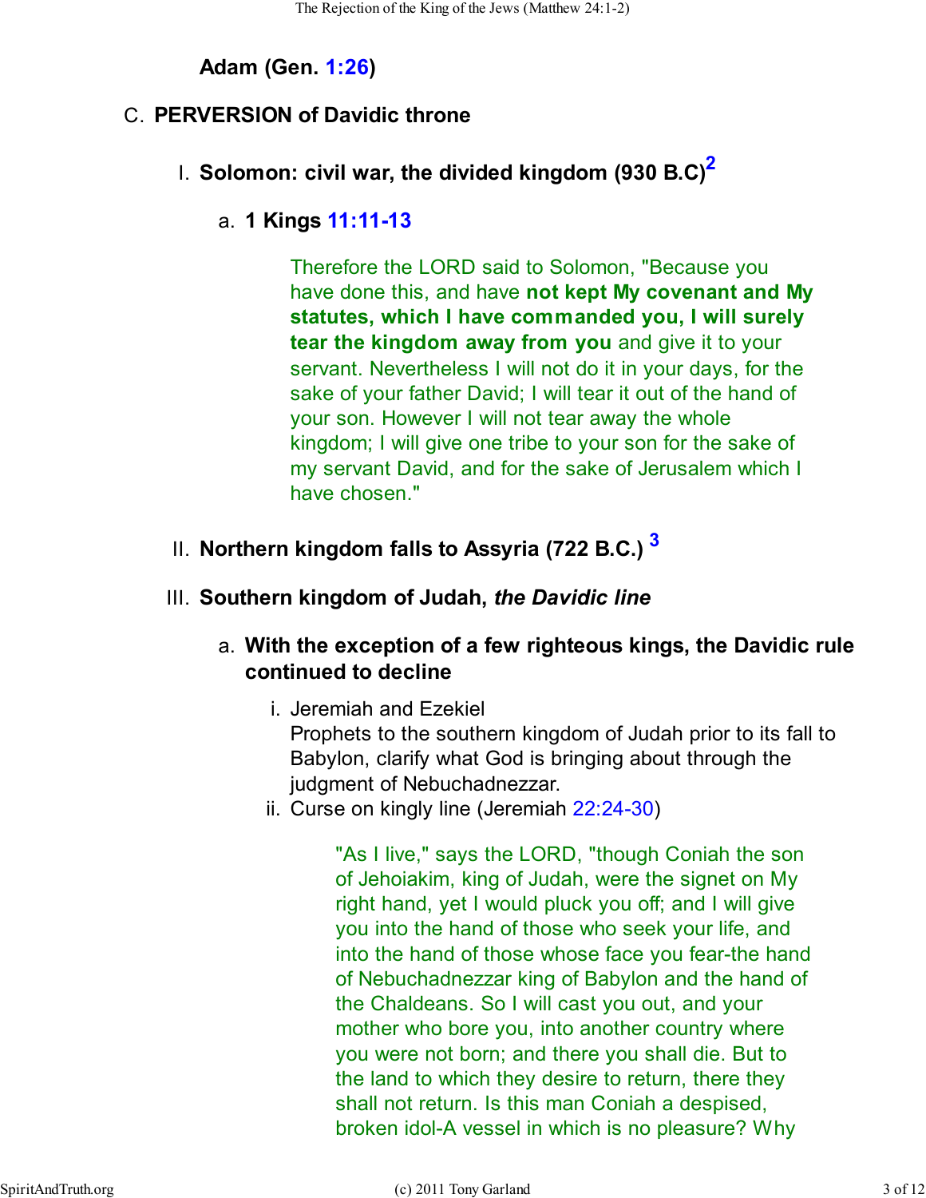**Adam (Gen. 1:26)**

C. **PERVERSION of Davidic throne**

I. **Solomon: civil war, the divided kingdom (930 B.C)[2]**

a. **1 Kings 11:11-13**

> Therefore the LORD said to Solomon, "Because you have done this, and have **not kept My covenant and My statutes, which I have commanded you, I will surely tear the kingdom away from you** and give it to your servant. Nevertheless I will not do it in your days, for the sake of your father David; I will tear it out of the hand of your son. However I will not tear away the whole kingdom; I will give one tribe to your son for the sake of my servant David, and for the sake of Jerusalem which I have chosen."

II. **Northern kingdom falls to Assyria (722 B.C.) [3]**

III. **Southern kingdom of Judah, *the Davidic line***

a. **With the exception of a few righteous kings, the Davidic rule continued to decline**

i. Jeremiah and Ezekiel
Prophets to the southern kingdom of Judah prior to its fall to Babylon, clarify what God is bringing about through the judgment of Nebuchadnezzar.

ii. Curse on kingly line (Jeremiah 22:24-30)

> "As I live," says the LORD, "though Coniah the son of Jehoiakim, king of Judah, were the signet on My right hand, yet I would pluck you off; and I will give you into the hand of those who seek your life, and into the hand of those whose face you fear-the hand of Nebuchadnezzar king of Babylon and the hand of the Chaldeans. So I will cast you out, and your mother who bore you, into another country where you were not born; and there you shall die. But to the land to which they desire to return, there they shall not return. Is this man Coniah a despised, broken idol-A vessel in which is no pleasure? Why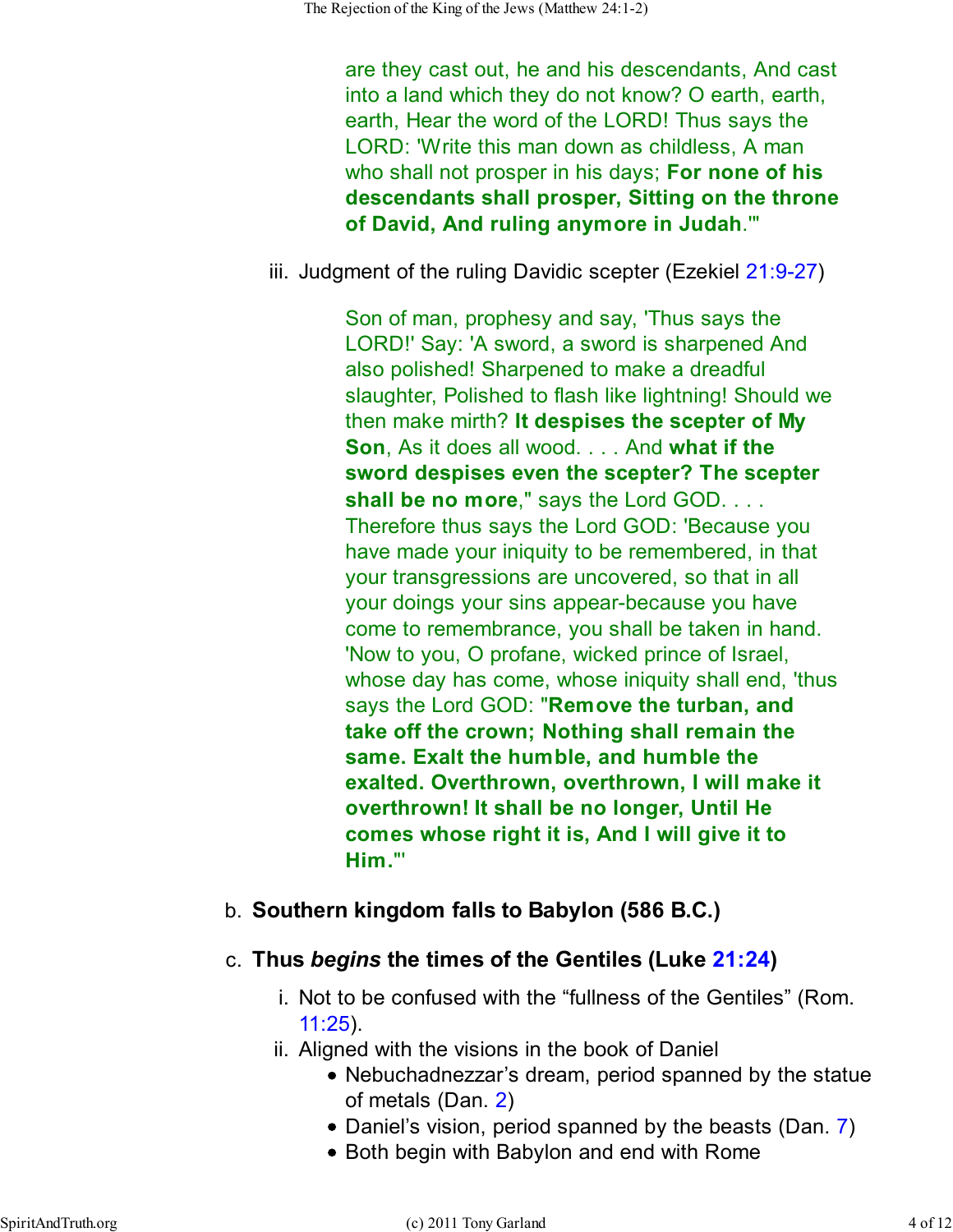are they cast out, he and his descendants, And cast into a land which they do not know? O earth, earth, earth, Hear the word of the LORD! Thus says the LORD: 'Write this man down as childless, A man who shall not prosper in his days; **For none of his descendants shall prosper, Sitting on the throne of David, And ruling anymore in Judah**.'"

iii. Judgment of the ruling Davidic scepter (Ezekiel 21:9-27)

> Son of man, prophesy and say, 'Thus says the LORD!' Say: 'A sword, a sword is sharpened And also polished! Sharpened to make a dreadful slaughter, Polished to flash like lightning! Should we then make mirth? **It despises the scepter of My Son**, As it does all wood. . . . And **what if the sword despises even the scepter? The scepter shall be no more**," says the Lord GOD. . . . Therefore thus says the Lord GOD: 'Because you have made your iniquity to be remembered, in that your transgressions are uncovered, so that in all your doings your sins appear-because you have come to remembrance, you shall be taken in hand. 'Now to you, O profane, wicked prince of Israel, whose day has come, whose iniquity shall end, 'thus says the Lord GOD: "**Remove the turban, and take off the crown; Nothing shall remain the same. Exalt the humble, and humble the exalted. Overthrown, overthrown, I will make it overthrown! It shall be no longer, Until He comes whose right it is, And I will give it to Him.**"'

b. **Southern kingdom falls to Babylon (586 B.C.)**

c. **Thus *begins* the times of the Gentiles (Luke 21:24)**

   i. Not to be confused with the "fullness of the Gentiles" (Rom. 11:25).

   ii. Aligned with the visions in the book of Daniel

   - Nebuchadnezzar's dream, period spanned by the statue of metals (Dan. 2)
   - Daniel's vision, period spanned by the beasts (Dan. 7)
   - Both begin with Babylon and end with Rome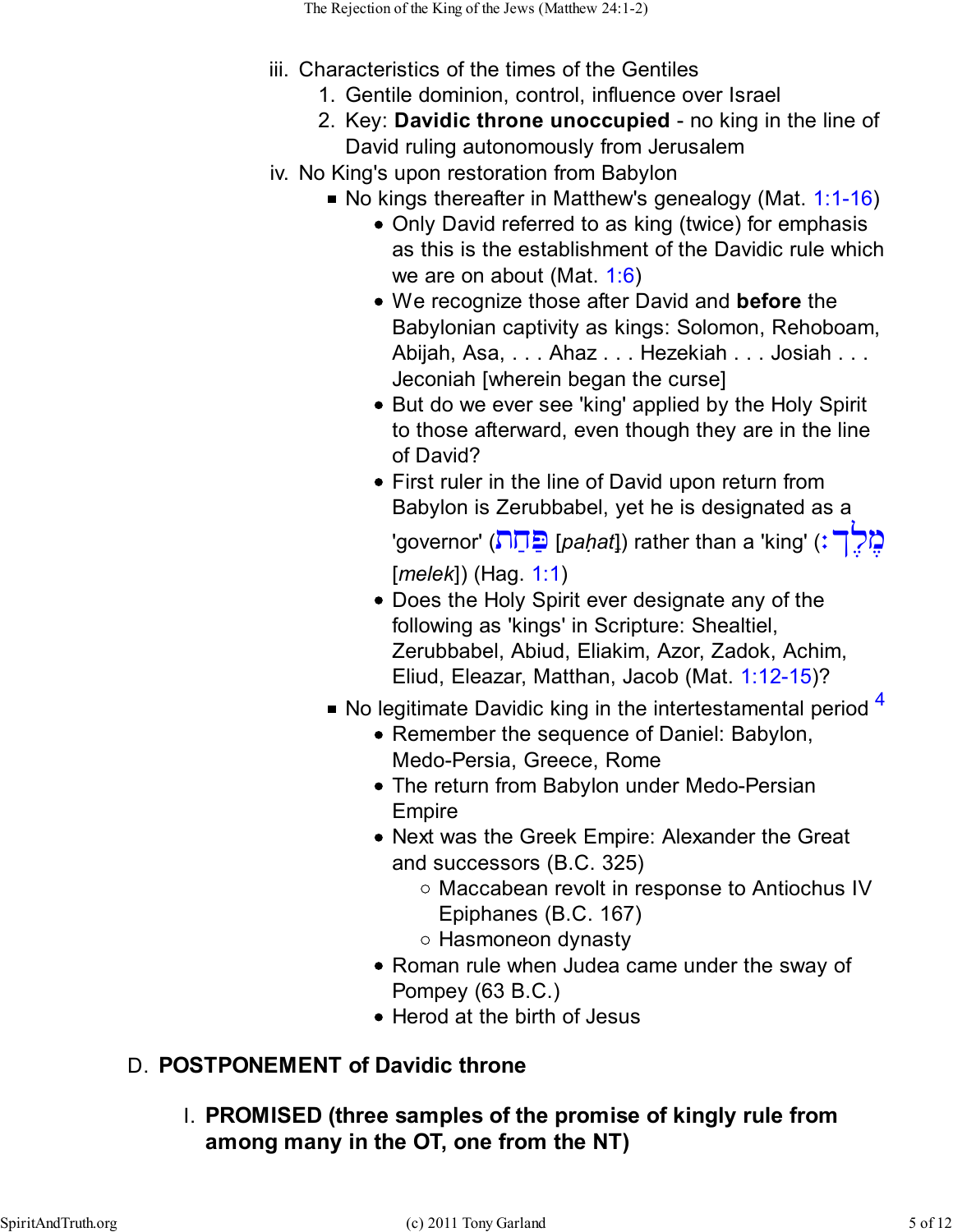iii. Characteristics of the times of the Gentiles
   1. Gentile dominion, control, influence over Israel
   2. Key: **Davidic throne unoccupied** - no king in the line of David ruling autonomously from Jerusalem

iv. No King's upon restoration from Babylon
   - No kings thereafter in Matthew's genealogy (Mat. 1:1-16)
      - Only David referred to as king (twice) for emphasis as this is the establishment of the Davidic rule which we are on about (Mat. 1:6)
      - We recognize those after David and **before** the Babylonian captivity as kings: Solomon, Rehoboam, Abijah, Asa, . . . Ahaz . . . Hezekiah . . . Josiah . . . Jeconiah [wherein began the curse]
      - But do we ever see 'king' applied by the Holy Spirit to those afterward, even though they are in the line of David?
      - First ruler in the line of David upon return from Babylon is Zerubbabel, yet he is designated as a 'governor' (פַּחַת [*paḥat*]) rather than a 'king' (מֶלֶךְ: [*melek*]) (Hag. 1:1)
      - Does the Holy Spirit ever designate any of the following as 'kings' in Scripture: Shealtiel, Zerubbabel, Abiud, Eliakim, Azor, Zadok, Achim, Eliud, Eleazar, Matthan, Jacob (Mat. 1:12-15)?
   - No legitimate Davidic king in the intertestamental period [4]
      - Remember the sequence of Daniel: Babylon, Medo-Persia, Greece, Rome
      - The return from Babylon under Medo-Persian Empire
      - Next was the Greek Empire: Alexander the Great and successors (B.C. 325)
         - Maccabean revolt in response to Antiochus IV Epiphanes (B.C. 167)
         - Hasmonean dynasty
      - Roman rule when Judea came under the sway of Pompey (63 B.C.)
      - Herod at the birth of Jesus

D. **POSTPONEMENT of Davidic throne**

I. **PROMISED (three samples of the promise of kingly rule from among many in the OT, one from the NT)**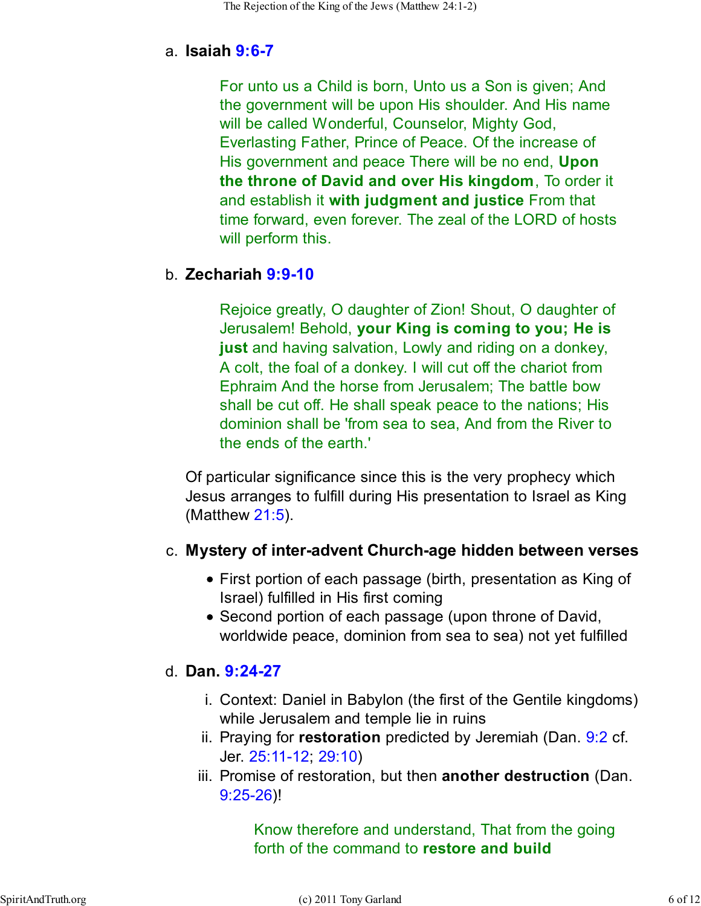a. **Isaiah 9:6-7**

> For unto us a Child is born, Unto us a Son is given; And the government will be upon His shoulder. And His name will be called Wonderful, Counselor, Mighty God, Everlasting Father, Prince of Peace. Of the increase of His government and peace There will be no end, **Upon the throne of David and over His kingdom**, To order it and establish it **with judgment and justice** From that time forward, even forever. The zeal of the LORD of hosts will perform this.

b. **Zechariah 9:9-10**

> Rejoice greatly, O daughter of Zion! Shout, O daughter of Jerusalem! Behold, **your King is coming to you; He is just** and having salvation, Lowly and riding on a donkey, A colt, the foal of a donkey. I will cut off the chariot from Ephraim And the horse from Jerusalem; The battle bow shall be cut off. He shall speak peace to the nations; His dominion shall be 'from sea to sea, And from the River to the ends of the earth.'

Of particular significance since this is the very prophecy which Jesus arranges to fulfill during His presentation to Israel as King (Matthew 21:5).

c. **Mystery of inter-advent Church-age hidden between verses**

- First portion of each passage (birth, presentation as King of Israel) fulfilled in His first coming
- Second portion of each passage (upon throne of David, worldwide peace, dominion from sea to sea) not yet fulfilled

d. **Dan. 9:24-27**

i. Context: Daniel in Babylon (the first of the Gentile kingdoms) while Jerusalem and temple lie in ruins
ii. Praying for **restoration** predicted by Jeremiah (Dan. 9:2 cf. Jer. 25:11-12; 29:10)
iii. Promise of restoration, but then **another destruction** (Dan. 9:25-26)!

> Know therefore and understand, That from the going forth of the command to **restore and build**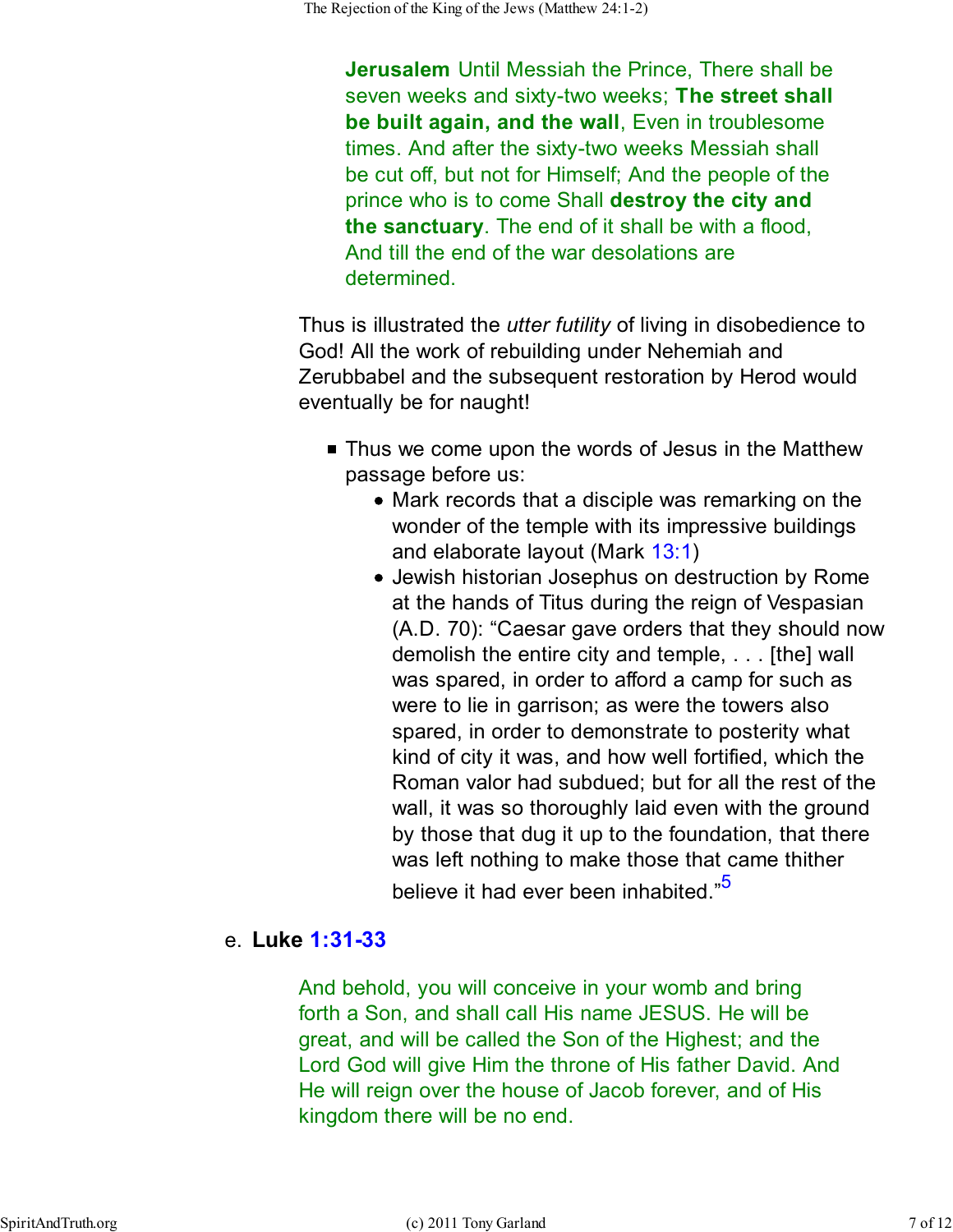> **Jerusalem** Until Messiah the Prince, There shall be seven weeks and sixty-two weeks; **The street shall be built again, and the wall**, Even in troublesome times. And after the sixty-two weeks Messiah shall be cut off, but not for Himself; And the people of the prince who is to come Shall **destroy the city and the sanctuary**. The end of it shall be with a flood, And till the end of the war desolations are determined.

Thus is illustrated the *utter futility* of living in disobedience to God! All the work of rebuilding under Nehemiah and Zerubbabel and the subsequent restoration by Herod would eventually be for naught!

- Thus we come upon the words of Jesus in the Matthew passage before us:
  - Mark records that a disciple was remarking on the wonder of the temple with its impressive buildings and elaborate layout (Mark 13:1)
  - Jewish historian Josephus on destruction by Rome at the hands of Titus during the reign of Vespasian (A.D. 70): "Caesar gave orders that they should now demolish the entire city and temple, . . . [the] wall was spared, in order to afford a camp for such as were to lie in garrison; as were the towers also spared, in order to demonstrate to posterity what kind of city it was, and how well fortified, which the Roman valor had subdued; but for all the rest of the wall, it was so thoroughly laid even with the ground by those that dug it up to the foundation, that there was left nothing to make those that came thither believe it had ever been inhabited."[5]

e. **Luke 1:31-33**

> And behold, you will conceive in your womb and bring forth a Son, and shall call His name JESUS. He will be great, and will be called the Son of the Highest; and the Lord God will give Him the throne of His father David. And He will reign over the house of Jacob forever, and of His kingdom there will be no end.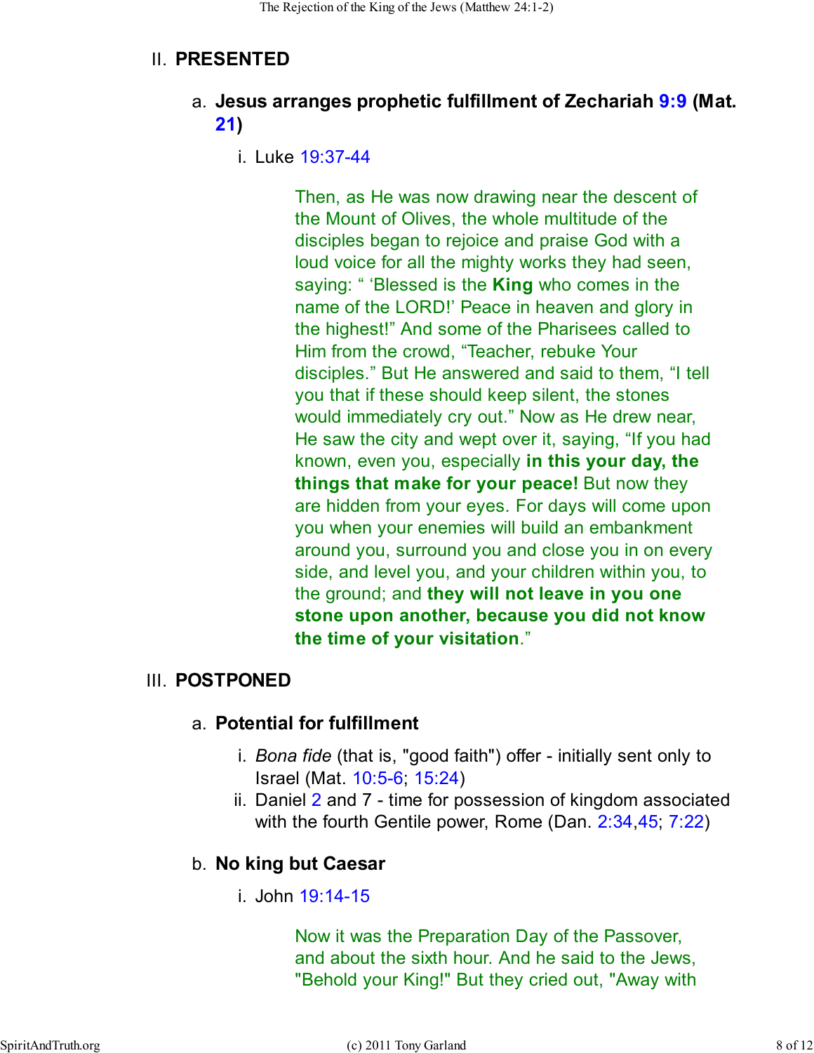## II. PRESENTED

### a. Jesus arranges prophetic fulfillment of Zechariah 9:9 (Mat. 21)

i. Luke 19:37-44

> Then, as He was now drawing near the descent of the Mount of Olives, the whole multitude of the disciples began to rejoice and praise God with a loud voice for all the mighty works they had seen, saying: " 'Blessed is the **King** who comes in the name of the LORD!' Peace in heaven and glory in the highest!" And some of the Pharisees called to Him from the crowd, "Teacher, rebuke Your disciples." But He answered and said to them, "I tell you that if these should keep silent, the stones would immediately cry out." Now as He drew near, He saw the city and wept over it, saying, "If you had known, even you, especially **in this your day, the things that make for your peace!** But now they are hidden from your eyes. For days will come upon you when your enemies will build an embankment around you, surround you and close you in on every side, and level you, and your children within you, to the ground; and **they will not leave in you one stone upon another, because you did not know the time of your visitation**."

## III. POSTPONED

### a. Potential for fulfillment

i. *Bona fide* (that is, "good faith") offer - initially sent only to Israel (Mat. 10:5-6; 15:24)

ii. Daniel 2 and 7 - time for possession of kingdom associated with the fourth Gentile power, Rome (Dan. 2:34,45; 7:22)

### b. No king but Caesar

i. John 19:14-15

> Now it was the Preparation Day of the Passover, and about the sixth hour. And he said to the Jews, "Behold your King!" But they cried out, "Away with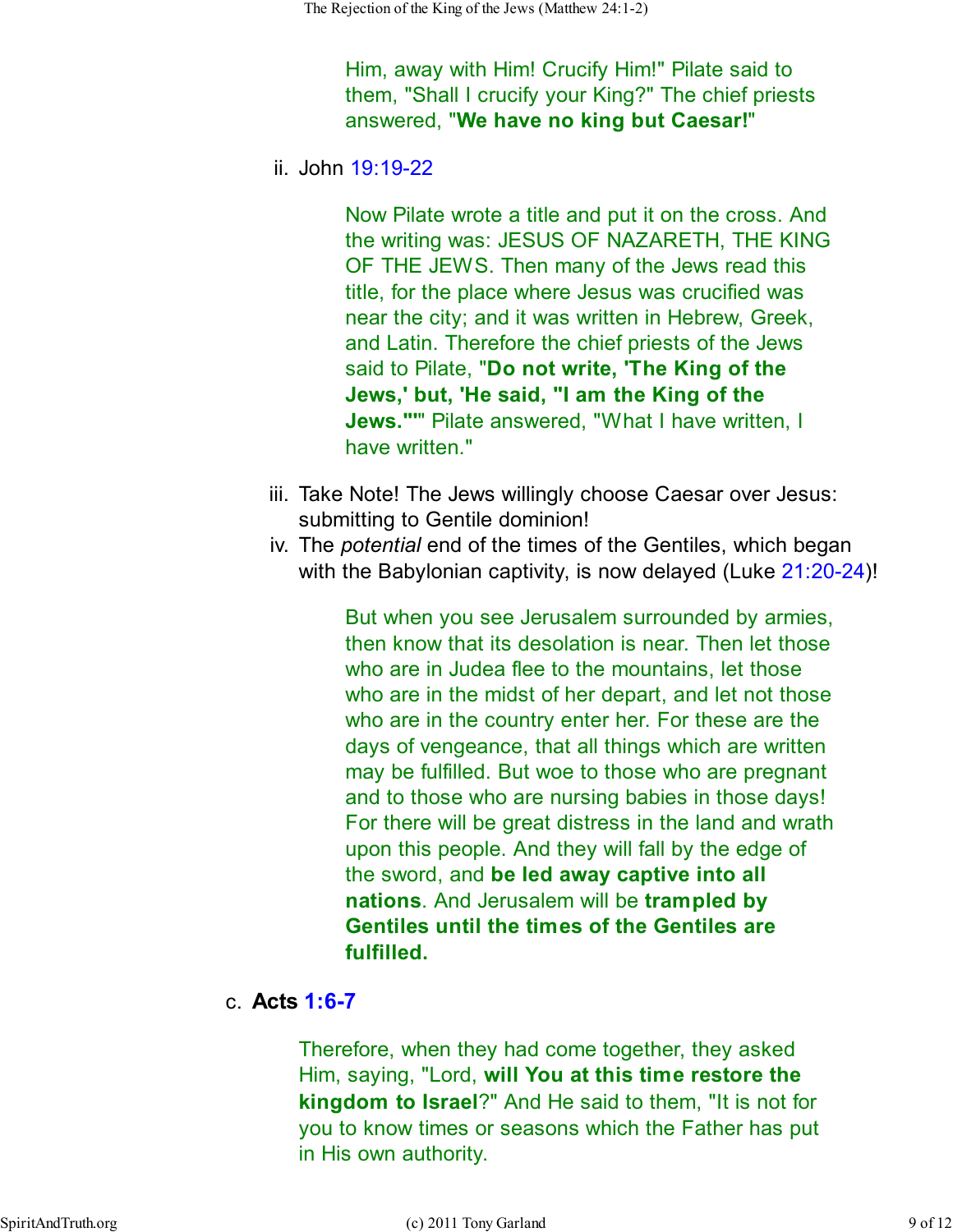> Him, away with Him! Crucify Him!" Pilate said to them, "Shall I crucify your King?" The chief priests answered, "**We have no king but Caesar!**"

ii. John 19:19-22

> Now Pilate wrote a title and put it on the cross. And the writing was: JESUS OF NAZARETH, THE KING OF THE JEWS. Then many of the Jews read this title, for the place where Jesus was crucified was near the city; and it was written in Hebrew, Greek, and Latin. Therefore the chief priests of the Jews said to Pilate, "**Do not write, 'The King of the Jews,' but, 'He said, "I am the King of the Jews."'**" Pilate answered, "What I have written, I have written."

iii. Take Note! The Jews willingly choose Caesar over Jesus: submitting to Gentile dominion!

iv. The *potential* end of the times of the Gentiles, which began with the Babylonian captivity, is now delayed (Luke 21:20-24)!

> But when you see Jerusalem surrounded by armies, then know that its desolation is near. Then let those who are in Judea flee to the mountains, let those who are in the midst of her depart, and let not those who are in the country enter her. For these are the days of vengeance, that all things which are written may be fulfilled. But woe to those who are pregnant and to those who are nursing babies in those days! For there will be great distress in the land and wrath upon this people. And they will fall by the edge of the sword, and **be led away captive into all nations**. And Jerusalem will be **trampled by Gentiles until the times of the Gentiles are fulfilled.**

c. **Acts 1:6-7**

> Therefore, when they had come together, they asked Him, saying, "Lord, **will You at this time restore the kingdom to Israel**?" And He said to them, "It is not for you to know times or seasons which the Father has put in His own authority.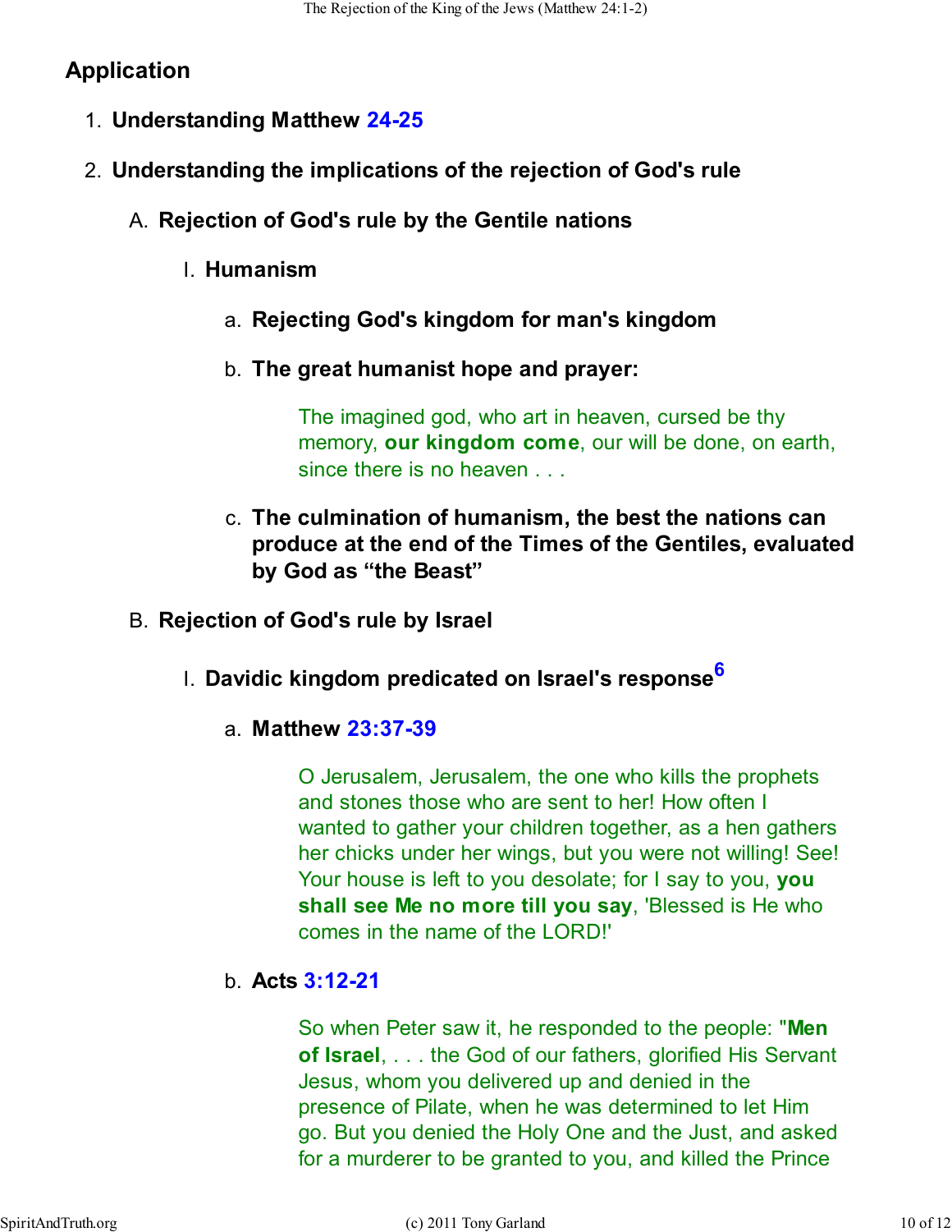## Application

1. **Understanding Matthew 24-25**
2. **Understanding the implications of the rejection of God's rule**
   A. **Rejection of God's rule by the Gentile nations**
      I. **Humanism**
         a. **Rejecting God's kingdom for man's kingdom**
         b. **The great humanist hope and prayer:**

            > The imagined god, who art in heaven, cursed be thy memory, **our kingdom come**, our will be done, on earth, since there is no heaven . . .

         c. **The culmination of humanism, the best the nations can produce at the end of the Times of the Gentiles, evaluated by God as "the Beast"**

   B. **Rejection of God's rule by Israel**
      I. **Davidic kingdom predicated on Israel's response**[6]
         a. **Matthew 23:37-39**

            > O Jerusalem, Jerusalem, the one who kills the prophets and stones those who are sent to her! How often I wanted to gather your children together, as a hen gathers her chicks under her wings, but you were not willing! See! Your house is left to you desolate; for I say to you, **you shall see Me no more till you say**, 'Blessed is He who comes in the name of the LORD!'

         b. **Acts 3:12-21**

            > So when Peter saw it, he responded to the people: "**Men of Israel**, . . . the God of our fathers, glorified His Servant Jesus, whom you delivered up and denied in the presence of Pilate, when he was determined to let Him go. But you denied the Holy One and the Just, and asked for a murderer to be granted to you, and killed the Prince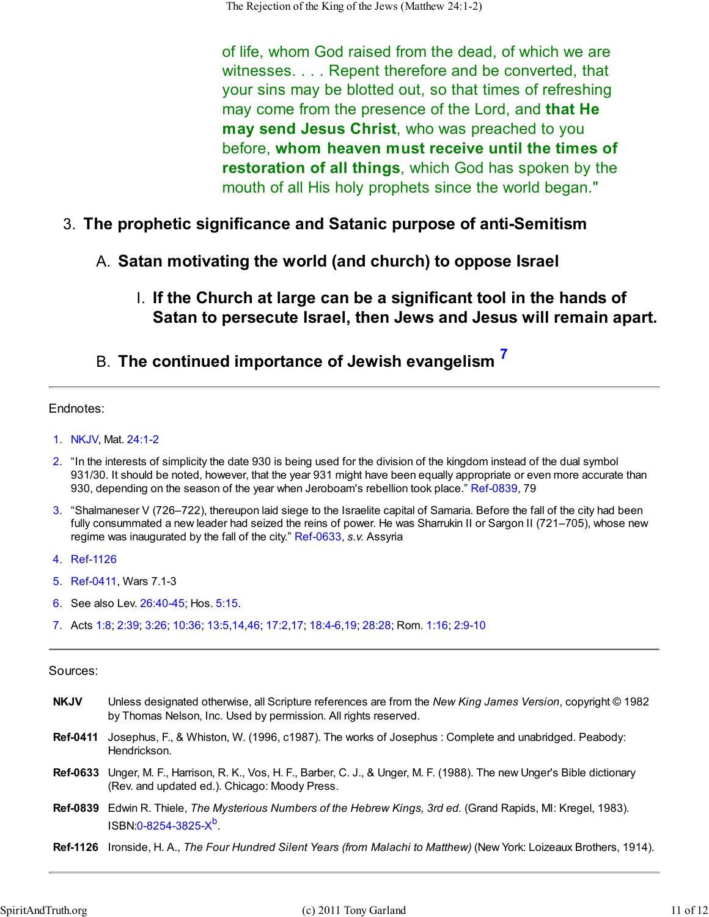of life, whom God raised from the dead, of which we are witnesses. . . . Repent therefore and be converted, that your sins may be blotted out, so that times of refreshing may come from the presence of the Lord, and **that He may send Jesus Christ**, who was preached to you before, **whom heaven must receive until the times of restoration of all things**, which God has spoken by the mouth of all His holy prophets since the world began."

3. **The prophetic significance and Satanic purpose of anti-Semitism**

   A. **Satan motivating the world (and church) to oppose Israel**

      I. **If the Church at large can be a significant tool in the hands of Satan to persecute Israel, then Jews and Jesus will remain apart.**

   B. **The continued importance of Jewish evangelism** [7]

---

Endnotes:

1. NKJV, Mat. 24:1-2
2. "In the interests of simplicity the date 930 is being used for the division of the kingdom instead of the dual symbol 931/30. It should be noted, however, that the year 931 might have been equally appropriate or even more accurate than 930, depending on the season of the year when Jeroboam's rebellion took place." Ref-0839, 79
3. "Shalmaneser V (726–722), thereupon laid siege to the Israelite capital of Samaria. Before the fall of the city had been fully consummated a new leader had seized the reins of power. He was Sharrukin II or Sargon II (721–705), whose new regime was inaugurated by the fall of the city." Ref-0633, *s.v.* Assyria
4. Ref-1126
5. Ref-0411, Wars 7.1-3
6. See also Lev. 26:40-45; Hos. 5:15.
7. Acts 1:8; 2:39; 3:26; 10:36; 13:5,14,46; 17:2,17; 18:4-6,19; 28:28; Rom. 1:16; 2:9-10

---

Sources:

**NKJV** Unless designated otherwise, all Scripture references are from the *New King James Version*, copyright © 1982 by Thomas Nelson, Inc. Used by permission. All rights reserved.

**Ref-0411** Josephus, F., & Whiston, W. (1996, c1987). The works of Josephus : Complete and unabridged. Peabody: Hendrickson.

**Ref-0633** Unger, M. F., Harrison, R. K., Vos, H. F., Barber, C. J., & Unger, M. F. (1988). The new Unger's Bible dictionary (Rev. and updated ed.). Chicago: Moody Press.

**Ref-0839** Edwin R. Thiele, *The Mysterious Numbers of the Hebrew Kings, 3rd ed.* (Grand Rapids, MI: Kregel, 1983). ISBN:0-8254-3825-X[b].

**Ref-1126** Ironside, H. A., *The Four Hundred Silent Years (from Malachi to Matthew)* (New York: Loizeaux Brothers, 1914).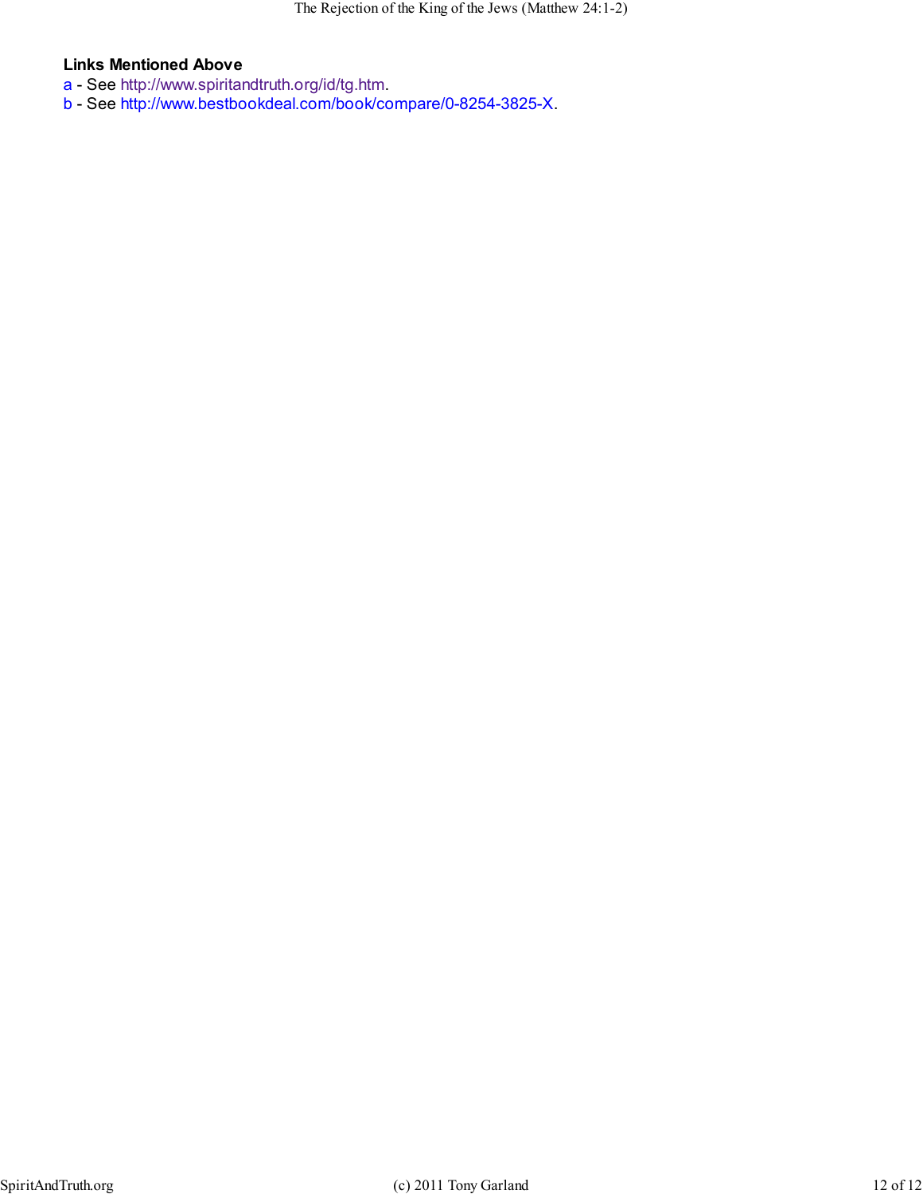**Links Mentioned Above**

a - See http://www.spiritandtruth.org/id/tg.htm.
b - See http://www.bestbookdeal.com/book/compare/0-8254-3825-X.